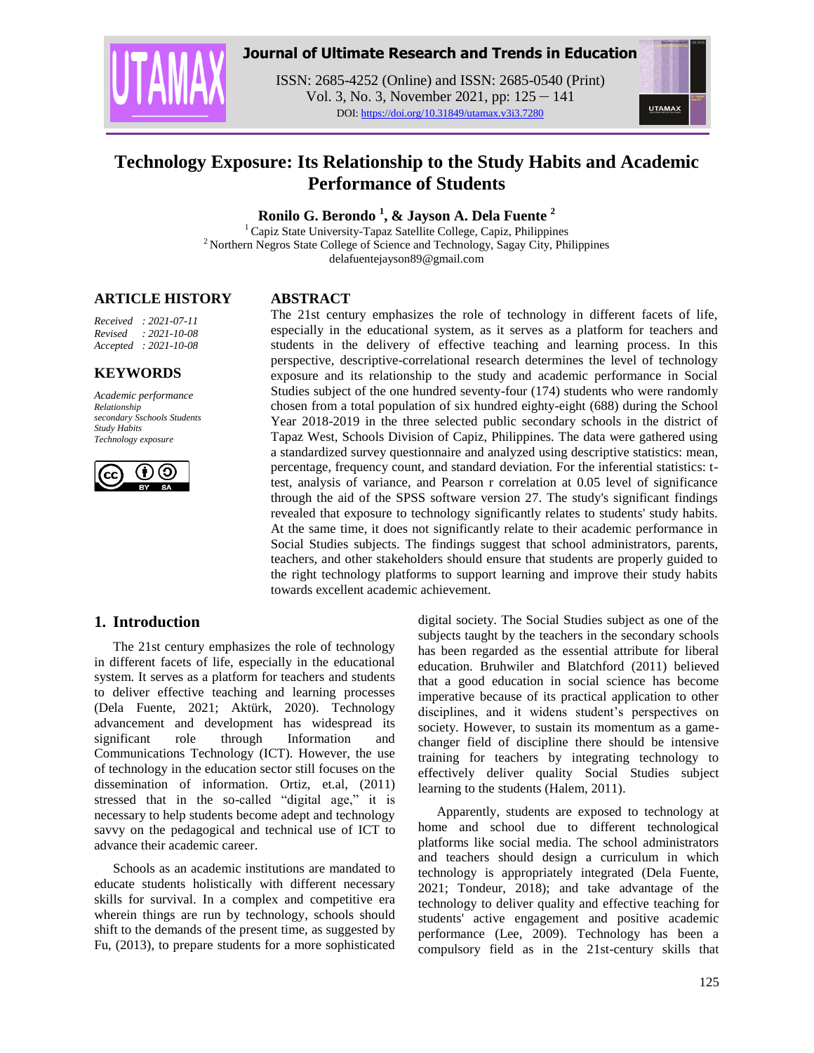# Technology Exposure: Its Relationship to the Study Habits and Academic Performance of Students

**Ronilo G. Berondo [1], & Jayson A. Dela Fuente [2]**

[1] Capiz State University-Tapaz Satellite College, Capiz, Philippines
[2] Northern Negros State College of Science and Technology, Sagay City, Philippines
delafuentejayson89@gmail.com

## ARTICLE HISTORY

*Received : 2021-07-11*
*Revised : 2021-10-08*
*Accepted : 2021-10-08*

## KEYWORDS

*Academic performance*
*Relationship*
*secondary Sschools Students*
*Study Habits*
*Technology exposure*

## ABSTRACT

The 21st century emphasizes the role of technology in different facets of life, especially in the educational system, as it serves as a platform for teachers and students in the delivery of effective teaching and learning process. In this perspective, descriptive-correlational research determines the level of technology exposure and its relationship to the study and academic performance in Social Studies subject of the one hundred seventy-four (174) students who were randomly chosen from a total population of six hundred eighty-eight (688) during the School Year 2018-2019 in the three selected public secondary schools in the district of Tapaz West, Schools Division of Capiz, Philippines. The data were gathered using a standardized survey questionnaire and analyzed using descriptive statistics: mean, percentage, frequency count, and standard deviation. For the inferential statistics: t-test, analysis of variance, and Pearson r correlation at 0.05 level of significance through the aid of the SPSS software version 27. The study's significant findings revealed that exposure to technology significantly relates to students' study habits. At the same time, it does not significantly relate to their academic performance in Social Studies subjects. The findings suggest that school administrators, parents, teachers, and other stakeholders should ensure that students are properly guided to the right technology platforms to support learning and improve their study habits towards excellent academic achievement.

## 1. Introduction

The 21st century emphasizes the role of technology in different facets of life, especially in the educational system. It serves as a platform for teachers and students to deliver effective teaching and learning processes (Dela Fuente, 2021; Aktürk, 2020). Technology advancement and development has widespread its significant role through Information and Communications Technology (ICT). However, the use of technology in the education sector still focuses on the dissemination of information. Ortiz, et.al, (2011) stressed that in the so-called "digital age," it is necessary to help students become adept and technology savvy on the pedagogical and technical use of ICT to advance their academic career.

Schools as an academic institutions are mandated to educate students holistically with different necessary skills for survival. In a complex and competitive era wherein things are run by technology, schools should shift to the demands of the present time, as suggested by Fu, (2013), to prepare students for a more sophisticated digital society. The Social Studies subject as one of the subjects taught by the teachers in the secondary schools has been regarded as the essential attribute for liberal education. Bruhwiler and Blatchford (2011) believed that a good education in social science has become imperative because of its practical application to other disciplines, and it widens student's perspectives on society. However, to sustain its momentum as a game-changer field of discipline there should be intensive training for teachers by integrating technology to effectively deliver quality Social Studies subject learning to the students (Halem, 2011).

Apparently, students are exposed to technology at home and school due to different technological platforms like social media. The school administrators and teachers should design a curriculum in which technology is appropriately integrated (Dela Fuente, 2021; Tondeur, 2018); and take advantage of the technology to deliver quality and effective teaching for students' active engagement and positive academic performance (Lee, 2009). Technology has been a compulsory field as in the 21st-century skills that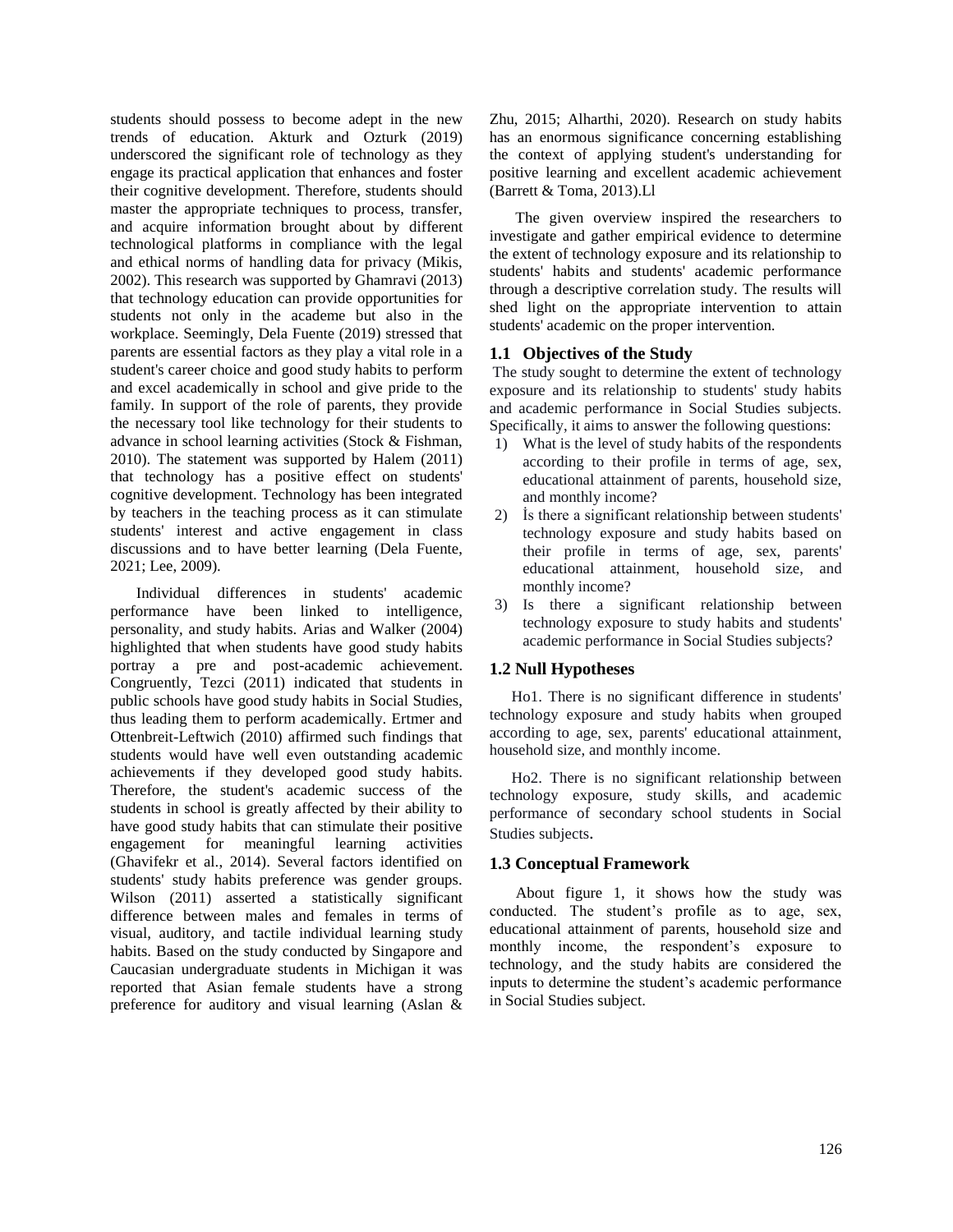students should possess to become adept in the new trends of education. Akturk and Ozturk (2019) underscored the significant role of technology as they engage its practical application that enhances and foster their cognitive development. Therefore, students should master the appropriate techniques to process, transfer, and acquire information brought about by different technological platforms in compliance with the legal and ethical norms of handling data for privacy (Mikis, 2002). This research was supported by Ghamravi (2013) that technology education can provide opportunities for students not only in the academe but also in the workplace. Seemingly, Dela Fuente (2019) stressed that parents are essential factors as they play a vital role in a student's career choice and good study habits to perform and excel academically in school and give pride to the family. In support of the role of parents, they provide the necessary tool like technology for their students to advance in school learning activities (Stock & Fishman, 2010). The statement was supported by Halem (2011) that technology has a positive effect on students' cognitive development. Technology has been integrated by teachers in the teaching process as it can stimulate students' interest and active engagement in class discussions and to have better learning (Dela Fuente, 2021; Lee, 2009).

Individual differences in students' academic performance have been linked to intelligence, personality, and study habits. Arias and Walker (2004) highlighted that when students have good study habits portray a pre and post-academic achievement. Congruently, Tezci (2011) indicated that students in public schools have good study habits in Social Studies, thus leading them to perform academically. Ertmer and Ottenbreit-Leftwich (2010) affirmed such findings that students would have well even outstanding academic achievements if they developed good study habits. Therefore, the student's academic success of the students in school is greatly affected by their ability to have good study habits that can stimulate their positive engagement for meaningful learning activities (Ghavifekr et al., 2014). Several factors identified on students' study habits preference was gender groups. Wilson (2011) asserted a statistically significant difference between males and females in terms of visual, auditory, and tactile individual learning study habits. Based on the study conducted by Singapore and Caucasian undergraduate students in Michigan it was reported that Asian female students have a strong preference for auditory and visual learning (Aslan & Zhu, 2015; Alharthi, 2020). Research on study habits has an enormous significance concerning establishing the context of applying student's understanding for positive learning and excellent academic achievement (Barrett & Toma, 2013).Ll

The given overview inspired the researchers to investigate and gather empirical evidence to determine the extent of technology exposure and its relationship to students' habits and students' academic performance through a descriptive correlation study. The results will shed light on the appropriate intervention to attain students' academic on the proper intervention.

## 1.1 Objectives of the Study

The study sought to determine the extent of technology exposure and its relationship to students' study habits and academic performance in Social Studies subjects. Specifically, it aims to answer the following questions:

1) What is the level of study habits of the respondents according to their profile in terms of age, sex, educational attainment of parents, household size, and monthly income?
2) İs there a significant relationship between students' technology exposure and study habits based on their profile in terms of age, sex, parents' educational attainment, household size, and monthly income?
3) Is there a significant relationship between technology exposure to study habits and students' academic performance in Social Studies subjects?

## 1.2 Null Hypotheses

Ho1. There is no significant difference in students' technology exposure and study habits when grouped according to age, sex, parents' educational attainment, household size, and monthly income.

Ho2. There is no significant relationship between technology exposure, study skills, and academic performance of secondary school students in Social Studies subjects.

## 1.3 Conceptual Framework

About figure 1, it shows how the study was conducted. The student's profile as to age, sex, educational attainment of parents, household size and monthly income, the respondent's exposure to technology, and the study habits are considered the inputs to determine the student's academic performance in Social Studies subject.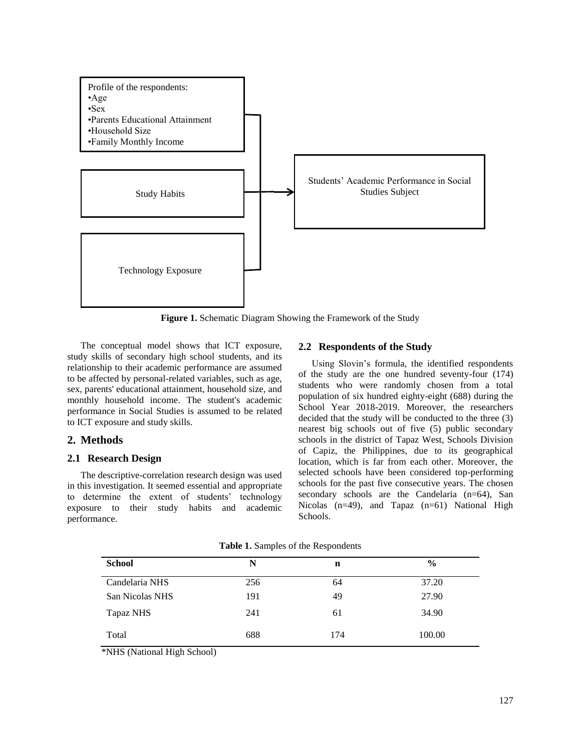Profile of the respondents:
•Age
•Sex
•Parents Educational Attainment
•Household Size
•Family Monthly Income

Study Habits

Technology Exposure

Students' Academic Performance in Social Studies Subject

**Figure 1.** Schematic Diagram Showing the Framework of the Study

The conceptual model shows that ICT exposure, study skills of secondary high school students, and its relationship to their academic performance are assumed to be affected by personal-related variables, such as age, sex, parents' educational attainment, household size, and monthly household income. The student's academic performance in Social Studies is assumed to be related to ICT exposure and study skills.

## 2. Methods

### 2.1 Research Design

The descriptive-correlation research design was used in this investigation. It seemed essential and appropriate to determine the extent of students' technology exposure to their study habits and academic performance.

### 2.2 Respondents of the Study

Using Slovin's formula, the identified respondents of the study are the one hundred seventy-four (174) students who were randomly chosen from a total population of six hundred eighty-eight (688) during the School Year 2018-2019. Moreover, the researchers decided that the study will be conducted to the three (3) nearest big schools out of five (5) public secondary schools in the district of Tapaz West, Schools Division of Capiz, the Philippines, due to its geographical location, which is far from each other. Moreover, the selected schools have been considered top-performing schools for the past five consecutive years. The chosen secondary schools are the Candelaria (n=64), San Nicolas (n=49), and Tapaz (n=61) National High Schools.

**Table 1.** Samples of the Respondents

| School | N | n | % |
|---|---|---|---|
| Candelaria NHS | 256 | 64 | 37.20 |
| San Nicolas NHS | 191 | 49 | 27.90 |
| Tapaz NHS | 241 | 61 | 34.90 |
| Total | 688 | 174 | 100.00 |

*NHS (National High School)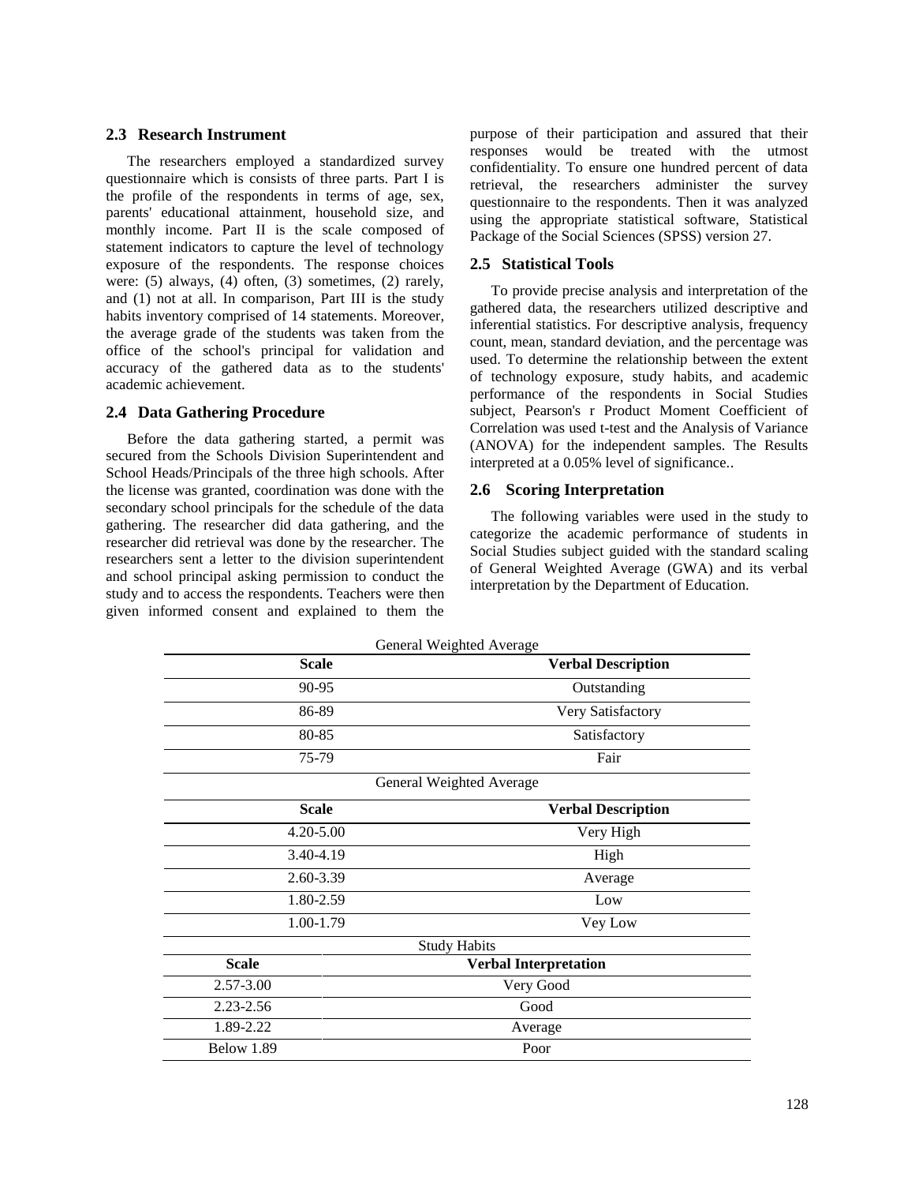### 2.3 Research Instrument

The researchers employed a standardized survey questionnaire which is consists of three parts. Part I is the profile of the respondents in terms of age, sex, parents' educational attainment, household size, and monthly income. Part II is the scale composed of statement indicators to capture the level of technology exposure of the respondents. The response choices were: (5) always, (4) often, (3) sometimes, (2) rarely, and (1) not at all. In comparison, Part III is the study habits inventory comprised of 14 statements. Moreover, the average grade of the students was taken from the office of the school's principal for validation and accuracy of the gathered data as to the students' academic achievement.

### 2.4 Data Gathering Procedure

Before the data gathering started, a permit was secured from the Schools Division Superintendent and School Heads/Principals of the three high schools. After the license was granted, coordination was done with the secondary school principals for the schedule of the data gathering. The researcher did data gathering, and the researcher did retrieval was done by the researcher. The researchers sent a letter to the division superintendent and school principal asking permission to conduct the study and to access the respondents. Teachers were then given informed consent and explained to them the purpose of their participation and assured that their responses would be treated with the utmost confidentiality. To ensure one hundred percent of data retrieval, the researchers administer the survey questionnaire to the respondents. Then it was analyzed using the appropriate statistical software, Statistical Package of the Social Sciences (SPSS) version 27.

### 2.5 Statistical Tools

To provide precise analysis and interpretation of the gathered data, the researchers utilized descriptive and inferential statistics. For descriptive analysis, frequency count, mean, standard deviation, and the percentage was used. To determine the relationship between the extent of technology exposure, study habits, and academic performance of the respondents in Social Studies subject, Pearson's r Product Moment Coefficient of Correlation was used t-test and the Analysis of Variance (ANOVA) for the independent samples. The Results interpreted at a 0.05% level of significance..

### 2.6 Scoring Interpretation

The following variables were used in the study to categorize the academic performance of students in Social Studies subject guided with the standard scaling of General Weighted Average (GWA) and its verbal interpretation by the Department of Education.

General Weighted Average

| Scale | Verbal Description |
|---|---|
| 90-95 | Outstanding |
| 86-89 | Very Satisfactory |
| 80-85 | Satisfactory |
| 75-79 | Fair |

General Weighted Average

| Scale | Verbal Description |
|---|---|
| 4.20-5.00 | Very High |
| 3.40-4.19 | High |
| 2.60-3.39 | Average |
| 1.80-2.59 | Low |
| 1.00-1.79 | Vey Low |

Study Habits

| Scale | Verbal Interpretation |
|---|---|
| 2.57-3.00 | Very Good |
| 2.23-2.56 | Good |
| 1.89-2.22 | Average |
| Below 1.89 | Poor |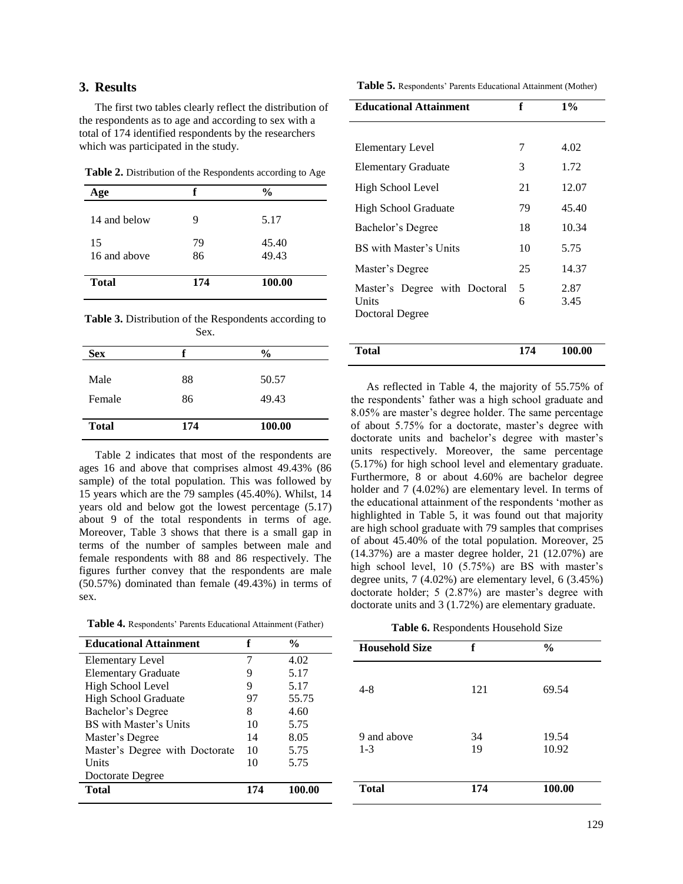## 3. Results

The first two tables clearly reflect the distribution of the respondents as to age and according to sex with a total of 174 identified respondents by the researchers which was participated in the study.

**Table 2.** Distribution of the Respondents according to Age

| Age | f | % |
|---|---|---|
| 14 and below | 9 | 5.17 |
| 15 | 79 | 45.40 |
| 16 and above | 86 | 49.43 |
| **Total** | **174** | **100.00** |

**Table 3.** Distribution of the Respondents according to Sex.

| Sex | f | % |
|---|---|---|
| Male | 88 | 50.57 |
| Female | 86 | 49.43 |
| **Total** | **174** | **100.00** |

Table 2 indicates that most of the respondents are ages 16 and above that comprises almost 49.43% (86 sample) of the total population. This was followed by 15 years which are the 79 samples (45.40%). Whilst, 14 years old and below got the lowest percentage (5.17) about 9 of the total respondents in terms of age. Moreover, Table 3 shows that there is a small gap in terms of the number of samples between male and female respondents with 88 and 86 respectively. The figures further convey that the respondents are male (50.57%) dominated than female (49.43%) in terms of sex.

**Table 4.** Respondents' Parents Educational Attainment (Father)

| Educational Attainment | f | % |
|---|---|---|
| Elementary Level | 7 | 4.02 |
| Elementary Graduate | 9 | 5.17 |
| High School Level | 9 | 5.17 |
| High School Graduate | 97 | 55.75 |
| Bachelor's Degree | 8 | 4.60 |
| BS with Master's Units | 10 | 5.75 |
| Master's Degree | 14 | 8.05 |
| Master's Degree with Doctorate Units | 10 | 5.75 |
| Doctorate Degree | 10 | 5.75 |
| **Total** | **174** | **100.00** |

**Table 5.** Respondents' Parents Educational Attainment (Mother)

| Educational Attainment | f | 1% |
|---|---|---|
| Elementary Level | 7 | 4.02 |
| Elementary Graduate | 3 | 1.72 |
| High School Level | 21 | 12.07 |
| High School Graduate | 79 | 45.40 |
| Bachelor's Degree | 18 | 10.34 |
| BS with Master's Units | 10 | 5.75 |
| Master's Degree | 25 | 14.37 |
| Master's Degree with Doctoral Units | 5 | 2.87 |
| Doctoral Degree | 6 | 3.45 |
| **Total** | **174** | **100.00** |

As reflected in Table 4, the majority of 55.75% of the respondents' father was a high school graduate and 8.05% are master's degree holder. The same percentage of about 5.75% for a doctorate, master's degree with doctorate units and bachelor's degree with master's units respectively. Moreover, the same percentage (5.17%) for high school level and elementary graduate. Furthermore, 8 or about 4.60% are bachelor degree holder and 7 (4.02%) are elementary level. In terms of the educational attainment of the respondents 'mother as highlighted in Table 5, it was found out that majority are high school graduate with 79 samples that comprises of about 45.40% of the total population. Moreover, 25 (14.37%) are a master degree holder, 21 (12.07%) are high school level, 10 (5.75%) are BS with master's degree units, 7 (4.02%) are elementary level, 6 (3.45%) doctorate holder; 5 (2.87%) are master's degree with doctorate units and 3 (1.72%) are elementary graduate.

**Table 6.** Respondents Household Size

| Household Size | f | % |
|---|---|---|
| 4-8 | 121 | 69.54 |
| 9 and above | 34 | 19.54 |
| 1-3 | 19 | 10.92 |
| **Total** | **174** | **100.00** |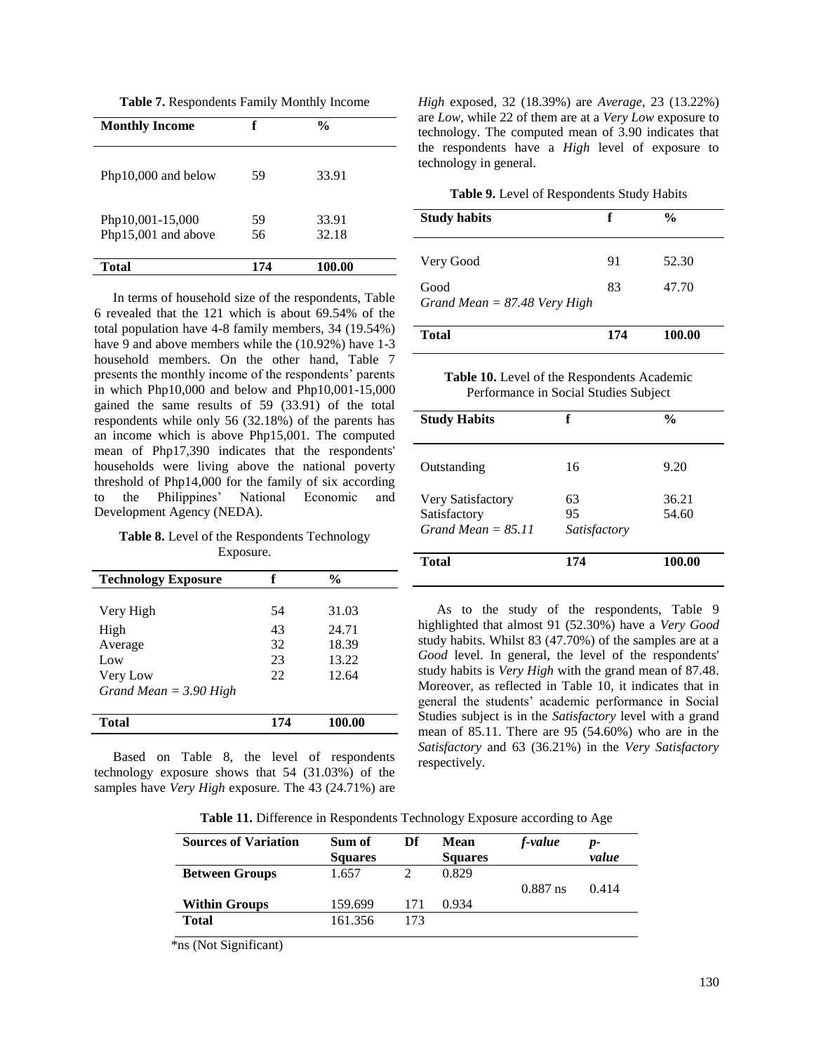**Table 7.** Respondents Family Monthly Income

| Monthly Income | f | % |
|---|---|---|
| Php10,000 and below | 59 | 33.91 |
| Php10,001-15,000 | 59 | 33.91 |
| Php15,001 and above | 56 | 32.18 |
| **Total** | **174** | **100.00** |

In terms of household size of the respondents, Table 6 revealed that the 121 which is about 69.54% of the total population have 4-8 family members, 34 (19.54%) have 9 and above members while the (10.92%) have 1-3 household members. On the other hand, Table 7 presents the monthly income of the respondents' parents in which Php10,000 and below and Php10,001-15,000 gained the same results of 59 (33.91) of the total respondents while only 56 (32.18%) of the parents has an income which is above Php15,001. The computed mean of Php17,390 indicates that the respondents' households were living above the national poverty threshold of Php14,000 for the family of six according to the Philippines' National Economic and Development Agency (NEDA).

**Table 8.** Level of the Respondents Technology Exposure.

| Technology Exposure | f | % |
|---|---|---|
| Very High | 54 | 31.03 |
| High | 43 | 24.71 |
| Average | 32 | 18.39 |
| Low | 23 | 13.22 |
| Very Low | 22 | 12.64 |
| *Grand Mean = 3.90 High* | | |
| **Total** | **174** | **100.00** |

Based on Table 8, the level of respondents technology exposure shows that 54 (31.03%) of the samples have *Very High* exposure. The 43 (24.71%) are *High* exposed, 32 (18.39%) are *Average*, 23 (13.22%) are *Low*, while 22 of them are at a *Very Low* exposure to technology. The computed mean of 3.90 indicates that the respondents have a *High* level of exposure to technology in general.

**Table 9.** Level of Respondents Study Habits

| Study habits | f | % |
|---|---|---|
| Very Good | 91 | 52.30 |
| Good | 83 | 47.70 |
| *Grand Mean = 87.48 Very High* | | |
| **Total** | **174** | **100.00** |

**Table 10.** Level of the Respondents Academic Performance in Social Studies Subject

| Study Habits | f | % |
|---|---|---|
| Outstanding | 16 | 9.20 |
| Very Satisfactory | 63 | 36.21 |
| Satisfactory | 95 | 54.60 |
| *Grand Mean = 85.11* | *Satisfactory* | |
| **Total** | **174** | **100.00** |

As to the study of the respondents, Table 9 highlighted that almost 91 (52.30%) have a *Very Good* study habits. Whilst 83 (47.70%) of the samples are at a *Good* level. In general, the level of the respondents' study habits is *Very High* with the grand mean of 87.48. Moreover, as reflected in Table 10, it indicates that in general the students' academic performance in Social Studies subject is in the *Satisfactory* level with a grand mean of 85.11. There are 95 (54.60%) who are in the *Satisfactory* and 63 (36.21%) in the *Very Satisfactory* respectively.

**Table 11.** Difference in Respondents Technology Exposure according to Age

| Sources of Variation | Sum of Squares | Df | Mean Squares | *f-value* | *p-value* |
|---|---|---|---|---|---|
| **Between Groups** | 1.657 | 2 | 0.829 | 0.887 ns | 0.414 |
| **Within Groups** | 159.699 | 171 | 0.934 | | |
| **Total** | 161.356 | 173 | | | |

*ns (Not Significant)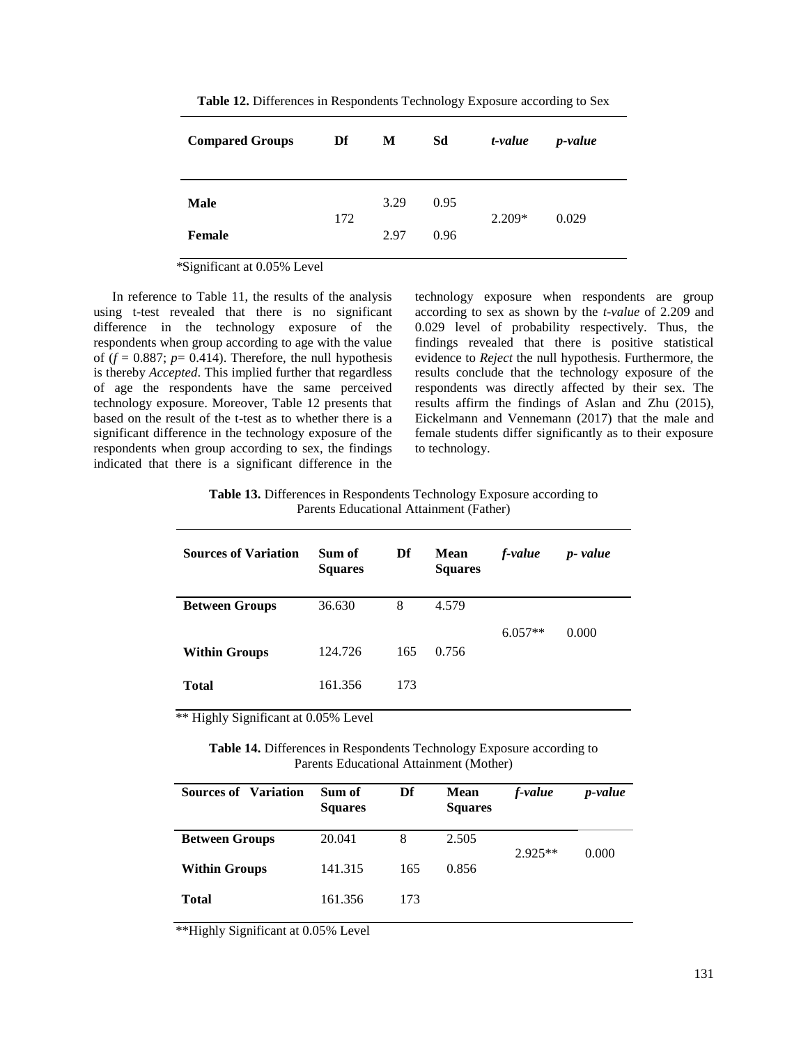**Table 12.** Differences in Respondents Technology Exposure according to Sex

| Compared Groups | Df | M | Sd | *t-value* | *p-value* |
|---|---|---|---|---|---|
| **Male** | 172 | 3.29 | 0.95 | 2.209* | 0.029 |
| **Female** | | 2.97 | 0.96 | | |

*Significant at 0.05% Level

In reference to Table 11, the results of the analysis using t-test revealed that there is no significant difference in the technology exposure of the respondents when group according to age with the value of ($f$ = 0.887; $p$= 0.414). Therefore, the null hypothesis is thereby *Accepted*. This implied further that regardless of age the respondents have the same perceived technology exposure. Moreover, Table 12 presents that based on the result of the t-test as to whether there is a significant difference in the technology exposure of the respondents when group according to sex, the findings indicated that there is a significant difference in the technology exposure when respondents are group according to sex as shown by the *t-value* of 2.209 and 0.029 level of probability respectively. Thus, the findings revealed that there is positive statistical evidence to *Reject* the null hypothesis. Furthermore, the results conclude that the technology exposure of the respondents was directly affected by their sex. The results affirm the findings of Aslan and Zhu (2015), Eickelmann and Vennemann (2017) that the male and female students differ significantly as to their exposure to technology.

**Table 13.** Differences in Respondents Technology Exposure according to Parents Educational Attainment (Father)

| Sources of Variation | Sum of Squares | Df | Mean Squares | *f-value* | *p- value* |
|---|---|---|---|---|---|
| **Between Groups** | 36.630 | 8 | 4.579 | 6.057** | 0.000 |
| **Within Groups** | 124.726 | 165 | 0.756 | | |
| **Total** | 161.356 | 173 | | | |

** Highly Significant at 0.05% Level

**Table 14.** Differences in Respondents Technology Exposure according to Parents Educational Attainment (Mother)

| Sources of Variation | Sum of Squares | Df | Mean Squares | *f-value* | *p-value* |
|---|---|---|---|---|---|
| **Between Groups** | 20.041 | 8 | 2.505 | 2.925** | 0.000 |
| **Within Groups** | 141.315 | 165 | 0.856 | | |
| **Total** | 161.356 | 173 | | | |

**Highly Significant at 0.05% Level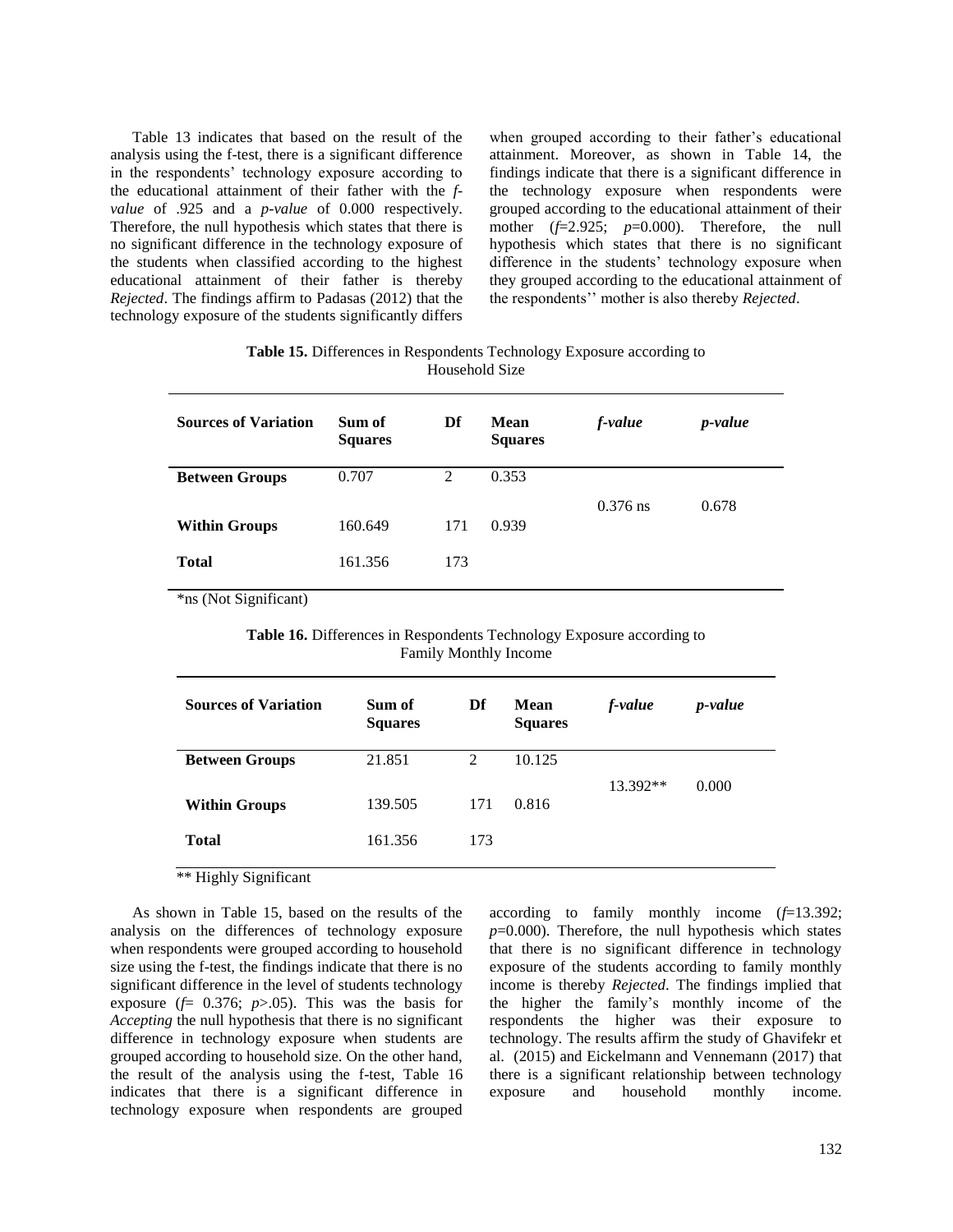Table 13 indicates that based on the result of the analysis using the f-test, there is a significant difference in the respondents' technology exposure according to the educational attainment of their father with the *f-value* of .925 and a *p-value* of 0.000 respectively. Therefore, the null hypothesis which states that there is no significant difference in the technology exposure of the students when classified according to the highest educational attainment of their father is thereby *Rejected*. The findings affirm to Padasas (2012) that the technology exposure of the students significantly differs when grouped according to their father's educational attainment. Moreover, as shown in Table 14, the findings indicate that there is a significant difference in the technology exposure when respondents were grouped according to the educational attainment of their mother ($f$=2.925; $p$=0.000). Therefore, the null hypothesis which states that there is no significant difference in the students' technology exposure when they grouped according to the educational attainment of the respondents'' mother is also thereby *Rejected*.

**Table 15.** Differences in Respondents Technology Exposure according to Household Size

| Sources of Variation | Sum of Squares | Df | Mean Squares | *f-value* | *p-value* |
|---|---|---|---|---|---|
| **Between Groups** | 0.707 | 2 | 0.353 | 0.376 ns | 0.678 |
| **Within Groups** | 160.649 | 171 | 0.939 | | |
| **Total** | 161.356 | 173 | | | |

*ns (Not Significant)

**Table 16.** Differences in Respondents Technology Exposure according to Family Monthly Income

| Sources of Variation | Sum of Squares | Df | Mean Squares | *f-value* | *p-value* |
|---|---|---|---|---|---|
| **Between Groups** | 21.851 | 2 | 10.125 | 13.392** | 0.000 |
| **Within Groups** | 139.505 | 171 | 0.816 | | |
| **Total** | 161.356 | 173 | | | |

** Highly Significant

As shown in Table 15, based on the results of the analysis on the differences of technology exposure when respondents were grouped according to household size using the f-test, the findings indicate that there is no significant difference in the level of students technology exposure ($f$= 0.376; $p$>.05). This was the basis for *Accepting* the null hypothesis that there is no significant difference in technology exposure when students are grouped according to household size. On the other hand, the result of the analysis using the f-test, Table 16 indicates that there is a significant difference in technology exposure when respondents are grouped according to family monthly income ($f$=13.392; $p$=0.000). Therefore, the null hypothesis which states that there is no significant difference in technology exposure of the students according to family monthly income is thereby *Rejected*. The findings implied that the higher the family's monthly income of the respondents the higher was their exposure to technology. The results affirm the study of Ghavifekr et al. (2015) and Eickelmann and Vennemann (2017) that there is a significant relationship between technology exposure and household monthly income.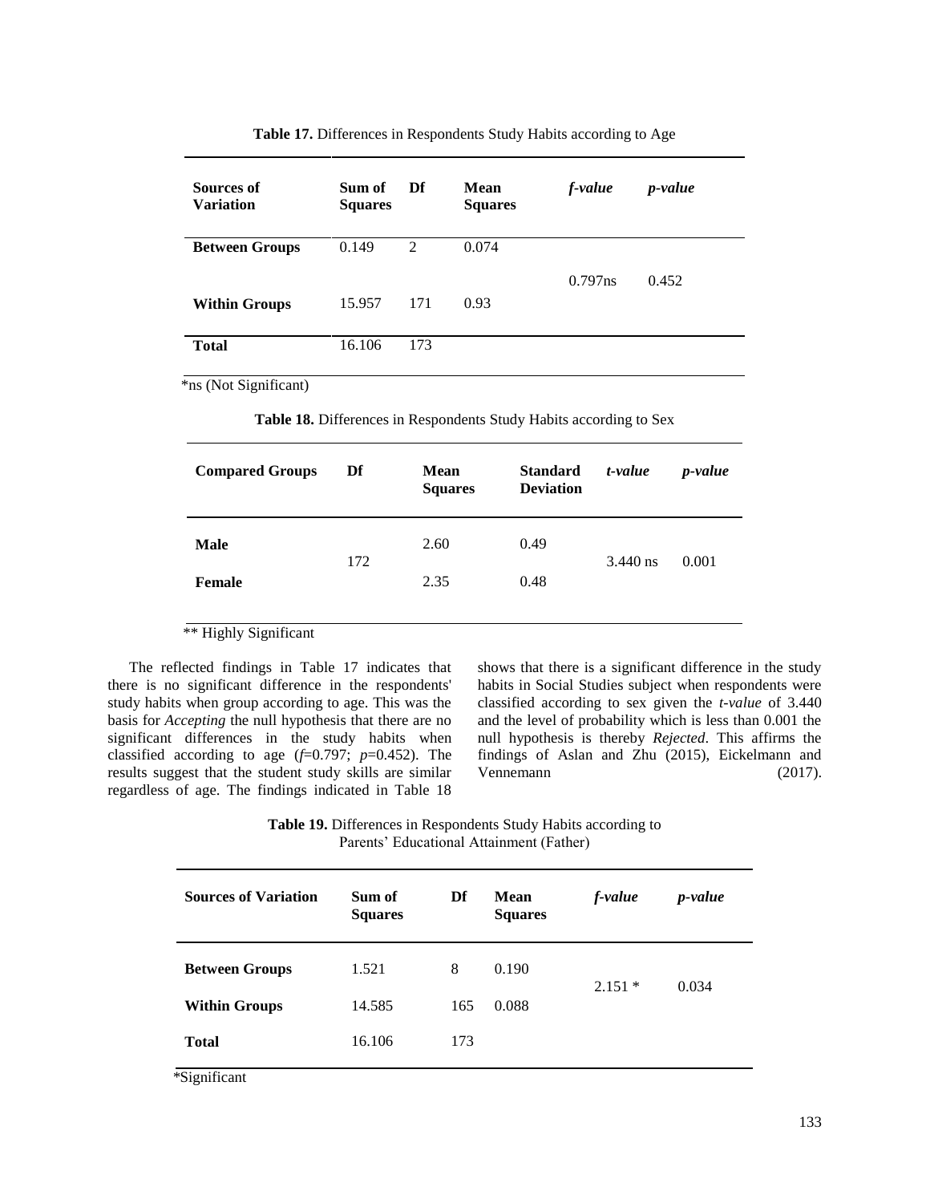**Table 17.** Differences in Respondents Study Habits according to Age

| Sources of Variation | Sum of Squares | Df | Mean Squares | *f-value* | *p-value* |
|---|---|---|---|---|---|
| **Between Groups** | 0.149 | 2 | 0.074 | 0.797ns | 0.452 |
| **Within Groups** | 15.957 | 171 | 0.93 | | |
| **Total** | 16.106 | 173 | | | |

*ns (Not Significant)

**Table 18.** Differences in Respondents Study Habits according to Sex

| Compared Groups | Df | Mean Squares | Standard Deviation | *t-value* | *p-value* |
|---|---|---|---|---|---|
| **Male** | 172 | 2.60 | 0.49 | 3.440 ns | 0.001 |
| **Female** | | 2.35 | 0.48 | | |

** Highly Significant

The reflected findings in Table 17 indicates that there is no significant difference in the respondents' study habits when group according to age. This was the basis for *Accepting* the null hypothesis that there are no significant differences in the study habits when classified according to age ($f$=0.797; $p$=0.452). The results suggest that the student study skills are similar regardless of age. The findings indicated in Table 18 shows that there is a significant difference in the study habits in Social Studies subject when respondents were classified according to sex given the *t-value* of 3.440 and the level of probability which is less than 0.001 the null hypothesis is thereby *Rejected*. This affirms the findings of Aslan and Zhu (2015), Eickelmann and Vennemann (2017).

**Table 19.** Differences in Respondents Study Habits according to Parents' Educational Attainment (Father)

| Sources of Variation | Sum of Squares | Df | Mean Squares | *f-value* | *p-value* |
|---|---|---|---|---|---|
| **Between Groups** | 1.521 | 8 | 0.190 | 2.151 * | 0.034 |
| **Within Groups** | 14.585 | 165 | 0.088 | | |
| **Total** | 16.106 | 173 | | | |

*Significant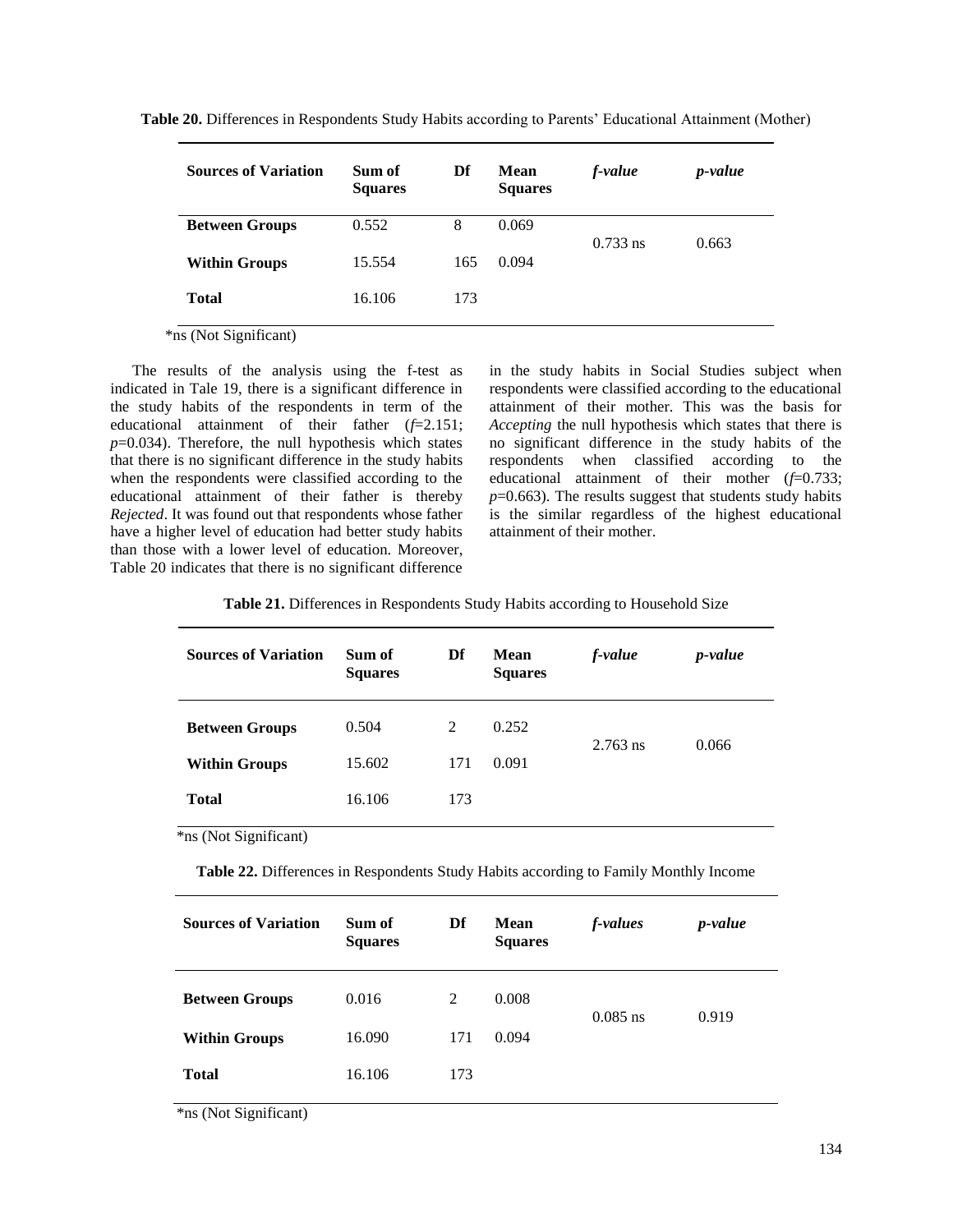**Table 20.** Differences in Respondents Study Habits according to Parents' Educational Attainment (Mother)

| Sources of Variation | Sum of Squares | Df | Mean Squares | *f-value* | *p-value* |
|---|---|---|---|---|---|
| **Between Groups** | 0.552 | 8 | 0.069 | 0.733 ns | 0.663 |
| **Within Groups** | 15.554 | 165 | 0.094 | | |
| **Total** | 16.106 | 173 | | | |

*ns (Not Significant)

The results of the analysis using the f-test as indicated in Tale 19, there is a significant difference in the study habits of the respondents in term of the educational attainment of their father (*f*=2.151; *p*=0.034). Therefore, the null hypothesis which states that there is no significant difference in the study habits when the respondents were classified according to the educational attainment of their father is thereby *Rejected*. It was found out that respondents whose father have a higher level of education had better study habits than those with a lower level of education. Moreover, Table 20 indicates that there is no significant difference in the study habits in Social Studies subject when respondents were classified according to the educational attainment of their mother. This was the basis for *Accepting* the null hypothesis which states that there is no significant difference in the study habits of the respondents when classified according to the educational attainment of their mother (*f*=0.733; *p*=0.663). The results suggest that students study habits is the similar regardless of the highest educational attainment of their mother.

**Table 21.** Differences in Respondents Study Habits according to Household Size

| Sources of Variation | Sum of Squares | Df | Mean Squares | *f-value* | *p-value* |
|---|---|---|---|---|---|
| **Between Groups** | 0.504 | 2 | 0.252 | 2.763 ns | 0.066 |
| **Within Groups** | 15.602 | 171 | 0.091 | | |
| **Total** | 16.106 | 173 | | | |

*ns (Not Significant)

**Table 22.** Differences in Respondents Study Habits according to Family Monthly Income

| Sources of Variation | Sum of Squares | Df | Mean Squares | *f-values* | *p-value* |
|---|---|---|---|---|---|
| **Between Groups** | 0.016 | 2 | 0.008 | 0.085 ns | 0.919 |
| **Within Groups** | 16.090 | 171 | 0.094 | | |
| **Total** | 16.106 | 173 | | | |

*ns (Not Significant)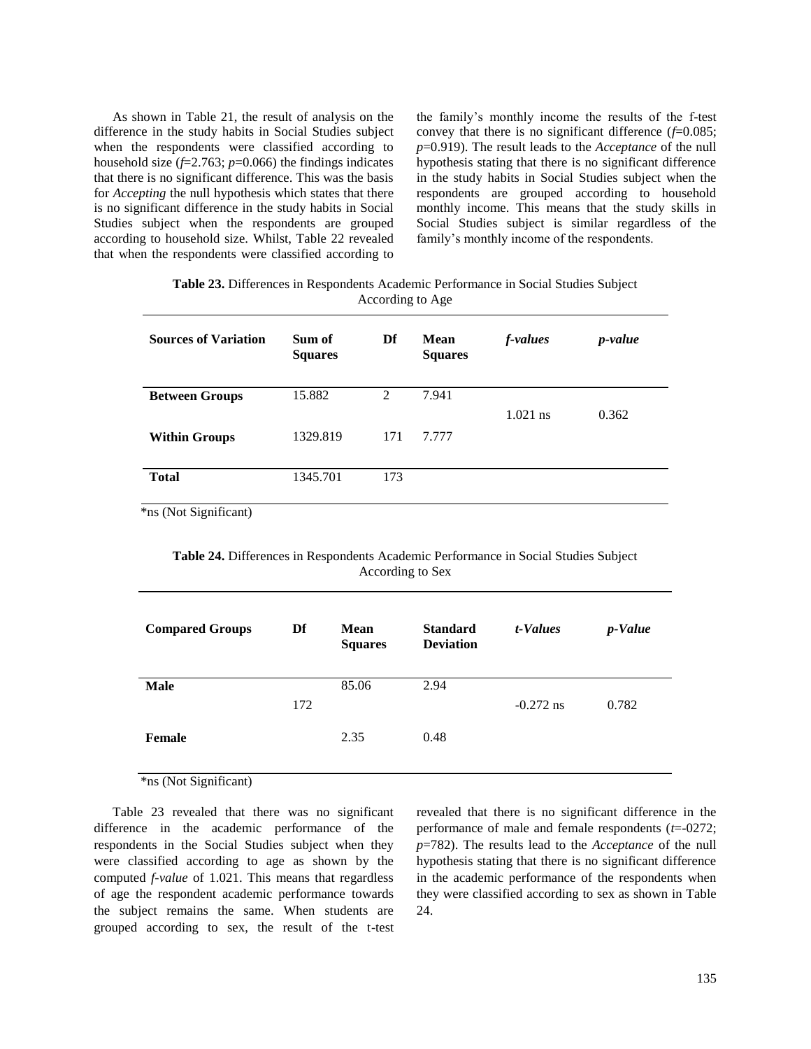As shown in Table 21, the result of analysis on the difference in the study habits in Social Studies subject when the respondents were classified according to household size ($f$=2.763; $p$=0.066) the findings indicates that there is no significant difference. This was the basis for *Accepting* the null hypothesis which states that there is no significant difference in the study habits in Social Studies subject when the respondents are grouped according to household size. Whilst, Table 22 revealed that when the respondents were classified according to the family's monthly income the results of the f-test convey that there is no significant difference ($f$=0.085; $p$=0.919). The result leads to the *Acceptance* of the null hypothesis stating that there is no significant difference in the study habits in Social Studies subject when the respondents are grouped according to household monthly income. This means that the study skills in Social Studies subject is similar regardless of the family's monthly income of the respondents.

**Table 23.** Differences in Respondents Academic Performance in Social Studies Subject According to Age

| Sources of Variation | Sum of Squares | Df | Mean Squares | *f-values* | *p-value* |
|---|---|---|---|---|---|
| **Between Groups** | 15.882 | 2 | 7.941 | 1.021 ns | 0.362 |
| **Within Groups** | 1329.819 | 171 | 7.777 | | |
| **Total** | 1345.701 | 173 | | | |

*ns (Not Significant)

**Table 24.** Differences in Respondents Academic Performance in Social Studies Subject According to Sex

| Compared Groups | Df | Mean Squares | Standard Deviation | *t-Values* | *p-Value* |
|---|---|---|---|---|---|
| **Male** | 172 | 85.06 | 2.94 | -0.272 ns | 0.782 |
| **Female** | | 2.35 | 0.48 | | |

*ns (Not Significant)

Table 23 revealed that there was no significant difference in the academic performance of the respondents in the Social Studies subject when they were classified according to age as shown by the computed *f-value* of 1.021. This means that regardless of age the respondent academic performance towards the subject remains the same. When students are grouped according to sex, the result of the t-test revealed that there is no significant difference in the performance of male and female respondents ($t$=-0272; $p$=782). The results lead to the *Acceptance* of the null hypothesis stating that there is no significant difference in the academic performance of the respondents when they were classified according to sex as shown in Table 24.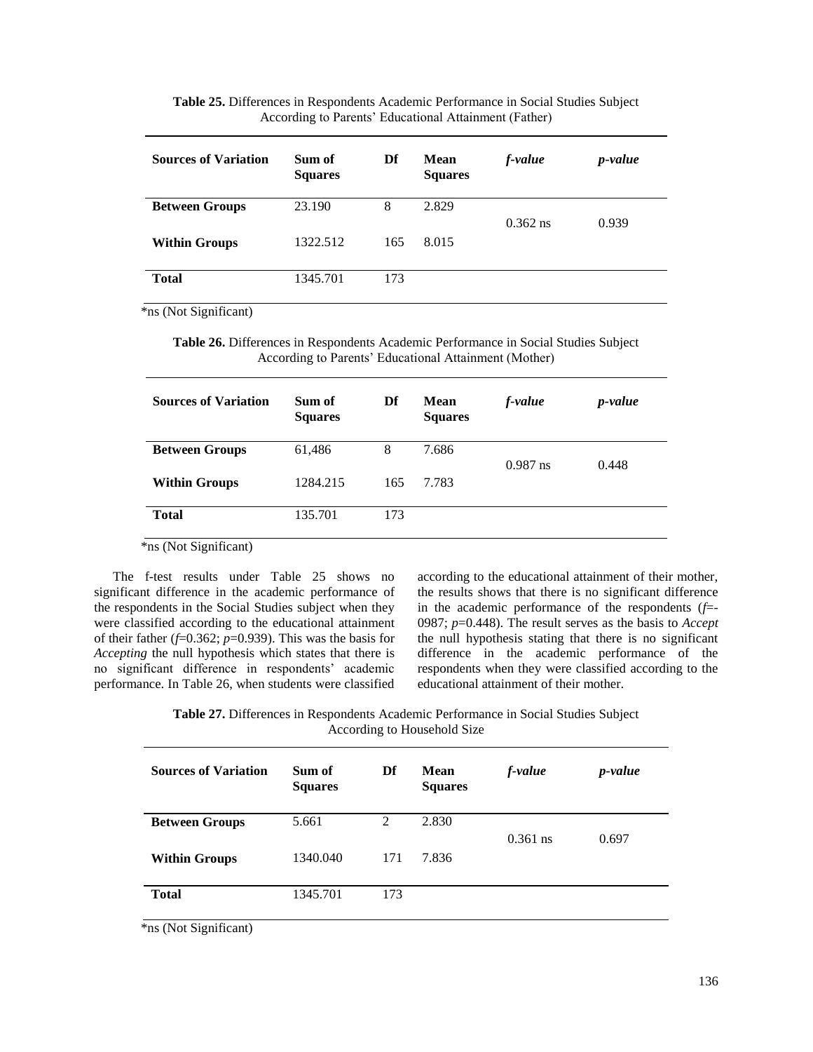**Table 25.** Differences in Respondents Academic Performance in Social Studies Subject According to Parents' Educational Attainment (Father)

| Sources of Variation | Sum of Squares | Df | Mean Squares | *f-value* | *p-value* |
|---|---|---|---|---|---|
| Between Groups | 23.190 | 8 | 2.829 | 0.362 ns | 0.939 |
| Within Groups | 1322.512 | 165 | 8.015 | | |
| Total | 1345.701 | 173 | | | |

*ns (Not Significant)

**Table 26.** Differences in Respondents Academic Performance in Social Studies Subject According to Parents' Educational Attainment (Mother)

| Sources of Variation | Sum of Squares | Df | Mean Squares | *f-value* | *p-value* |
|---|---|---|---|---|---|
| Between Groups | 61,486 | 8 | 7.686 | 0.987 ns | 0.448 |
| Within Groups | 1284.215 | 165 | 7.783 | | |
| Total | 135.701 | 173 | | | |

*ns (Not Significant)

The f-test results under Table 25 shows no significant difference in the academic performance of the respondents in the Social Studies subject when they were classified according to the educational attainment of their father ($f$=0.362; $p$=0.939). This was the basis for *Accepting* the null hypothesis which states that there is no significant difference in respondents' academic performance. In Table 26, when students were classified according to the educational attainment of their mother, the results shows that there is no significant difference in the academic performance of the respondents ($f$=-0987; $p$=0.448). The result serves as the basis to *Accept* the null hypothesis stating that there is no significant difference in the academic performance of the respondents when they were classified according to the educational attainment of their mother.

**Table 27.** Differences in Respondents Academic Performance in Social Studies Subject According to Household Size

| Sources of Variation | Sum of Squares | Df | Mean Squares | *f-value* | *p-value* |
|---|---|---|---|---|---|
| Between Groups | 5.661 | 2 | 2.830 | 0.361 ns | 0.697 |
| Within Groups | 1340.040 | 171 | 7.836 | | |
| Total | 1345.701 | 173 | | | |

*ns (Not Significant)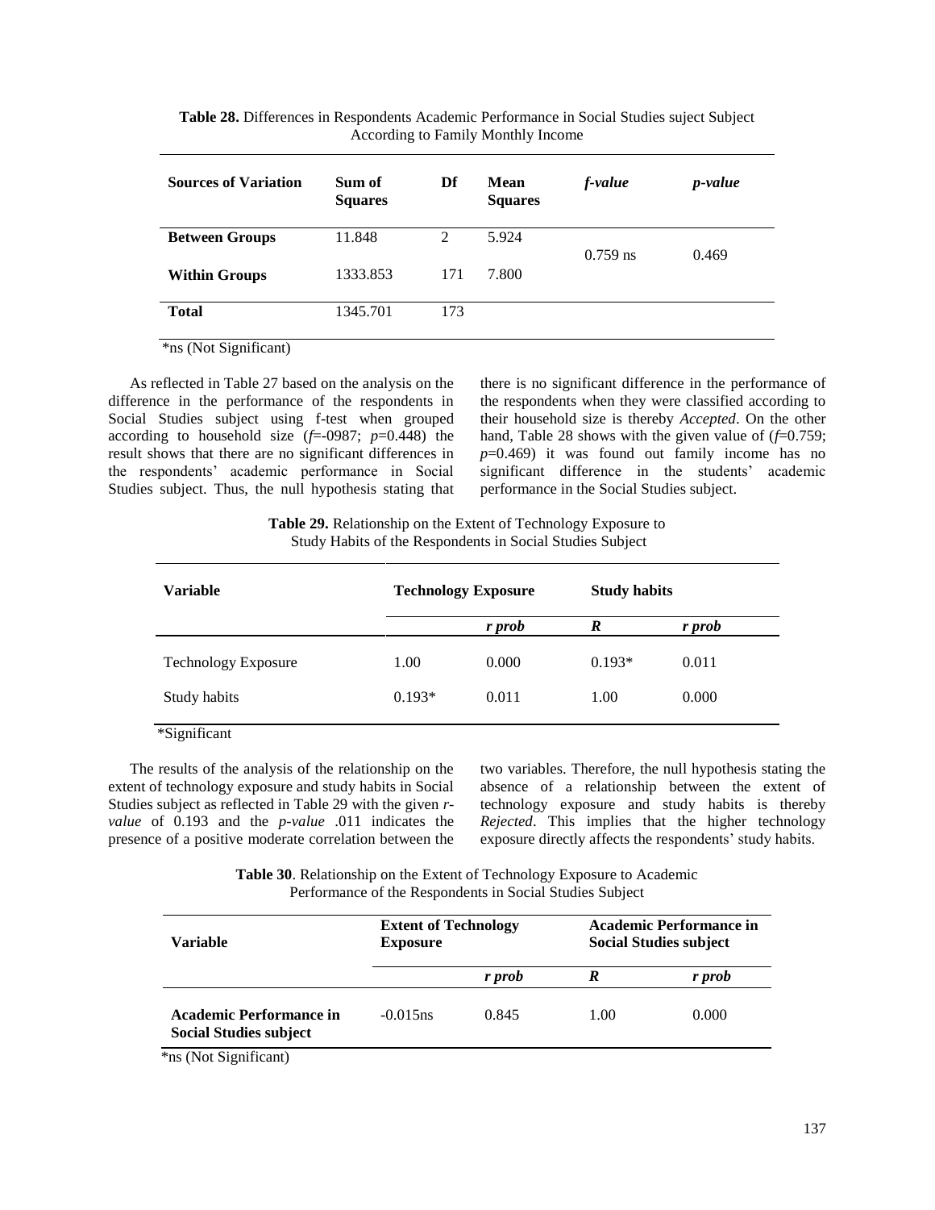**Table 28.** Differences in Respondents Academic Performance in Social Studies suject Subject According to Family Monthly Income

| Sources of Variation | Sum of Squares | Df | Mean Squares | *f-value* | *p-value* |
|---|---|---|---|---|---|
| **Between Groups** | 11.848 | 2 | 5.924 | 0.759 ns | 0.469 |
| **Within Groups** | 1333.853 | 171 | 7.800 | | |
| **Total** | 1345.701 | 173 | | | |

*ns (Not Significant)

As reflected in Table 27 based on the analysis on the difference in the performance of the respondents in Social Studies subject using f-test when grouped according to household size ($f$=-0987; $p$=0.448) the result shows that there are no significant differences in the respondents' academic performance in Social Studies subject. Thus, the null hypothesis stating that there is no significant difference in the performance of the respondents when they were classified according to their household size is thereby *Accepted*. On the other hand, Table 28 shows with the given value of ($f$=0.759; $p$=0.469) it was found out family income has no significant difference in the students' academic performance in the Social Studies subject.

**Table 29.** Relationship on the Extent of Technology Exposure to Study Habits of the Respondents in Social Studies Subject

| Variable | Technology Exposure | | Study habits | |
|---|---|---|---|---|
| | | *r prob* | *R* | *r prob* |
| Technology Exposure | 1.00 | 0.000 | 0.193* | 0.011 |
| Study habits | 0.193* | 0.011 | 1.00 | 0.000 |

*Significant

The results of the analysis of the relationship on the extent of technology exposure and study habits in Social Studies subject as reflected in Table 29 with the given *r-value* of 0.193 and the *p-value* .011 indicates the presence of a positive moderate correlation between the two variables. Therefore, the null hypothesis stating the absence of a relationship between the extent of technology exposure and study habits is thereby *Rejected*. This implies that the higher technology exposure directly affects the respondents' study habits.

**Table 30**. Relationship on the Extent of Technology Exposure to Academic Performance of the Respondents in Social Studies Subject

| Variable | Extent of Technology Exposure | | Academic Performance in Social Studies subject | |
|---|---|---|---|---|
| | | *r prob* | *R* | *r prob* |
| **Academic Performance in Social Studies subject** | -0.015ns | 0.845 | 1.00 | 0.000 |

*ns (Not Significant)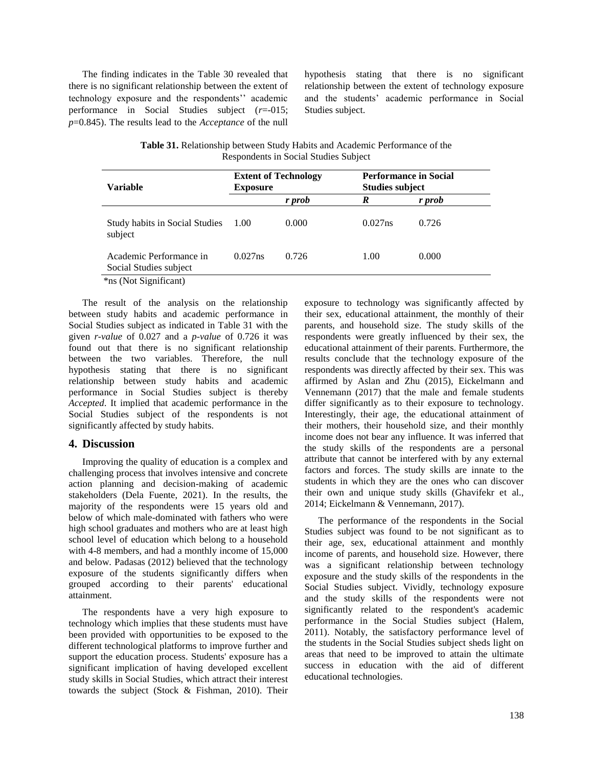The finding indicates in the Table 30 revealed that there is no significant relationship between the extent of technology exposure and the respondents'' academic performance in Social Studies subject (*r*=-015; *p*=0.845). The results lead to the *Acceptance* of the null hypothesis stating that there is no significant relationship between the extent of technology exposure and the students' academic performance in Social Studies subject.

**Table 31.** Relationship between Study Habits and Academic Performance of the Respondents in Social Studies Subject

| Variable | Extent of Technology Exposure | | Performance in Social Studies subject | |
|---|---|---|---|---|
| | | *r prob* | *R* | *r prob* |
| Study habits in Social Studies subject | 1.00 | 0.000 | 0.027ns | 0.726 |
| Academic Performance in Social Studies subject | 0.027ns | 0.726 | 1.00 | 0.000 |

*ns (Not Significant)

The result of the analysis on the relationship between study habits and academic performance in Social Studies subject as indicated in Table 31 with the given *r-value* of 0.027 and a *p-value* of 0.726 it was found out that there is no significant relationship between the two variables. Therefore, the null hypothesis stating that there is no significant relationship between study habits and academic performance in Social Studies subject is thereby *Accepted*. It implied that academic performance in the Social Studies subject of the respondents is not significantly affected by study habits.

## 4. Discussion

Improving the quality of education is a complex and challenging process that involves intensive and concrete action planning and decision-making of academic stakeholders (Dela Fuente, 2021). In the results, the majority of the respondents were 15 years old and below of which male-dominated with fathers who were high school graduates and mothers who are at least high school level of education which belong to a household with 4-8 members, and had a monthly income of 15,000 and below. Padasas (2012) believed that the technology exposure of the students significantly differs when grouped according to their parents' educational attainment.

The respondents have a very high exposure to technology which implies that these students must have been provided with opportunities to be exposed to the different technological platforms to improve further and support the education process. Students' exposure has a significant implication of having developed excellent study skills in Social Studies, which attract their interest towards the subject (Stock & Fishman, 2010). Their exposure to technology was significantly affected by their sex, educational attainment, the monthly of their parents, and household size. The study skills of the respondents were greatly influenced by their sex, the educational attainment of their parents. Furthermore, the results conclude that the technology exposure of the respondents was directly affected by their sex. This was affirmed by Aslan and Zhu (2015), Eickelmann and Vennemann (2017) that the male and female students differ significantly as to their exposure to technology. Interestingly, their age, the educational attainment of their mothers, their household size, and their monthly income does not bear any influence. It was inferred that the study skills of the respondents are a personal attribute that cannot be interfered with by any external factors and forces. The study skills are innate to the students in which they are the ones who can discover their own and unique study skills (Ghavifekr et al., 2014; Eickelmann & Vennemann, 2017).

The performance of the respondents in the Social Studies subject was found to be not significant as to their age, sex, educational attainment and monthly income of parents, and household size. However, there was a significant relationship between technology exposure and the study skills of the respondents in the Social Studies subject. Vividly, technology exposure and the study skills of the respondents were not significantly related to the respondent's academic performance in the Social Studies subject (Halem, 2011). Notably, the satisfactory performance level of the students in the Social Studies subject sheds light on areas that need to be improved to attain the ultimate success in education with the aid of different educational technologies.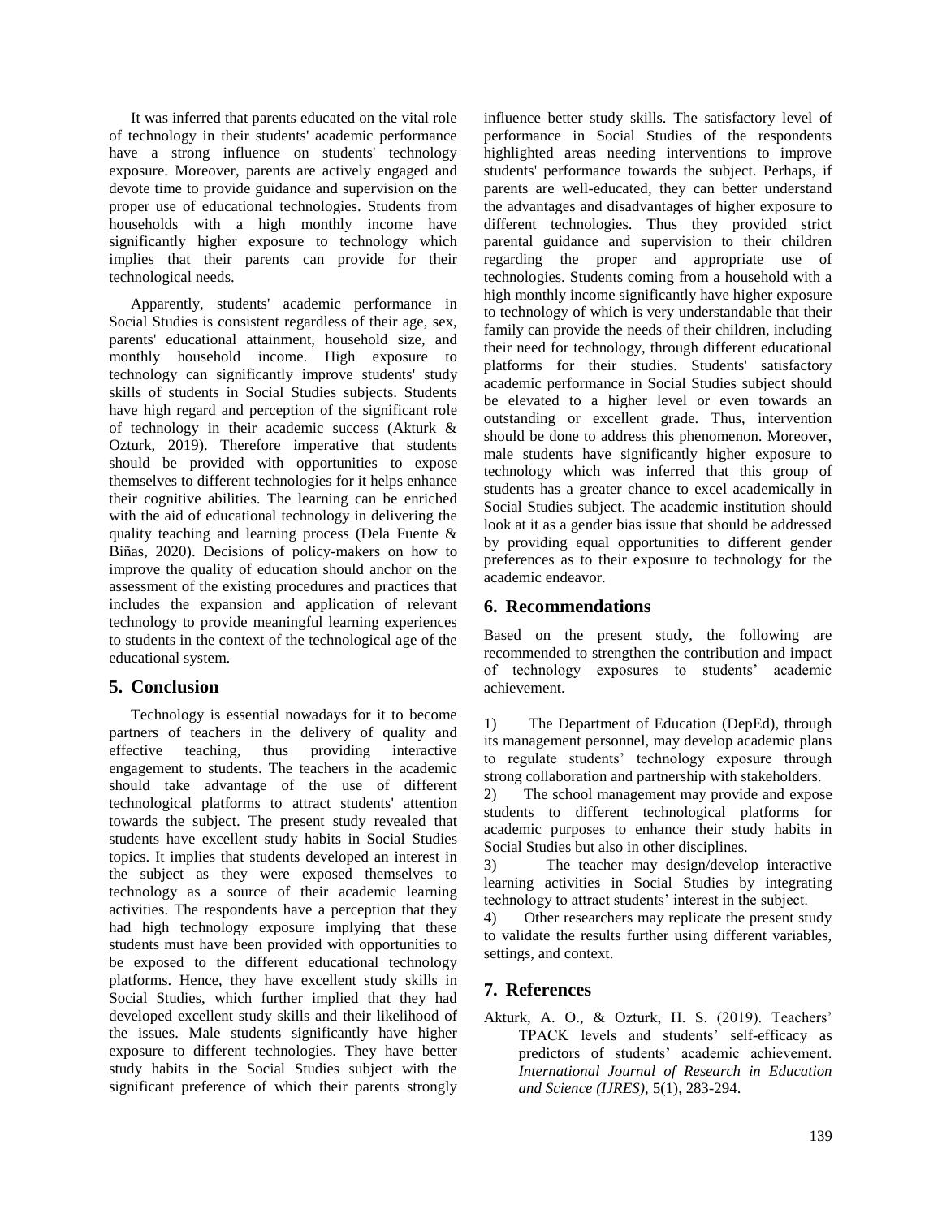It was inferred that parents educated on the vital role of technology in their students' academic performance have a strong influence on students' technology exposure. Moreover, parents are actively engaged and devote time to provide guidance and supervision on the proper use of educational technologies. Students from households with a high monthly income have significantly higher exposure to technology which implies that their parents can provide for their technological needs.

Apparently, students' academic performance in Social Studies is consistent regardless of their age, sex, parents' educational attainment, household size, and monthly household income. High exposure to technology can significantly improve students' study skills of students in Social Studies subjects. Students have high regard and perception of the significant role of technology in their academic success (Akturk & Ozturk, 2019). Therefore imperative that students should be provided with opportunities to expose themselves to different technologies for it helps enhance their cognitive abilities. The learning can be enriched with the aid of educational technology in delivering the quality teaching and learning process (Dela Fuente & Biñas, 2020). Decisions of policy-makers on how to improve the quality of education should anchor on the assessment of the existing procedures and practices that includes the expansion and application of relevant technology to provide meaningful learning experiences to students in the context of the technological age of the educational system.

## 5. Conclusion

Technology is essential nowadays for it to become partners of teachers in the delivery of quality and effective teaching, thus providing interactive engagement to students. The teachers in the academic should take advantage of the use of different technological platforms to attract students' attention towards the subject. The present study revealed that students have excellent study habits in Social Studies topics. It implies that students developed an interest in the subject as they were exposed themselves to technology as a source of their academic learning activities. The respondents have a perception that they had high technology exposure implying that these students must have been provided with opportunities to be exposed to the different educational technology platforms. Hence, they have excellent study skills in Social Studies, which further implied that they had developed excellent study skills and their likelihood of the issues. Male students significantly have higher exposure to different technologies. They have better study habits in the Social Studies subject with the significant preference of which their parents strongly influence better study skills. The satisfactory level of performance in Social Studies of the respondents highlighted areas needing interventions to improve students' performance towards the subject. Perhaps, if parents are well-educated, they can better understand the advantages and disadvantages of higher exposure to different technologies. Thus they provided strict parental guidance and supervision to their children regarding the proper and appropriate use of technologies. Students coming from a household with a high monthly income significantly have higher exposure to technology of which is very understandable that their family can provide the needs of their children, including their need for technology, through different educational platforms for their studies. Students' satisfactory academic performance in Social Studies subject should be elevated to a higher level or even towards an outstanding or excellent grade. Thus, intervention should be done to address this phenomenon. Moreover, male students have significantly higher exposure to technology which was inferred that this group of students has a greater chance to excel academically in Social Studies subject. The academic institution should look at it as a gender bias issue that should be addressed by providing equal opportunities to different gender preferences as to their exposure to technology for the academic endeavor.

## 6. Recommendations

Based on the present study, the following are recommended to strengthen the contribution and impact of technology exposures to students' academic achievement.

1) The Department of Education (DepEd), through its management personnel, may develop academic plans to regulate students' technology exposure through strong collaboration and partnership with stakeholders.
2) The school management may provide and expose students to different technological platforms for academic purposes to enhance their study habits in Social Studies but also in other disciplines.
3) The teacher may design/develop interactive learning activities in Social Studies by integrating technology to attract students' interest in the subject.
4) Other researchers may replicate the present study to validate the results further using different variables, settings, and context.

## 7. References

Akturk, A. O., & Ozturk, H. S. (2019). Teachers' TPACK levels and students' self-efficacy as predictors of students' academic achievement. *International Journal of Research in Education and Science (IJRES)*, 5(1), 283-294.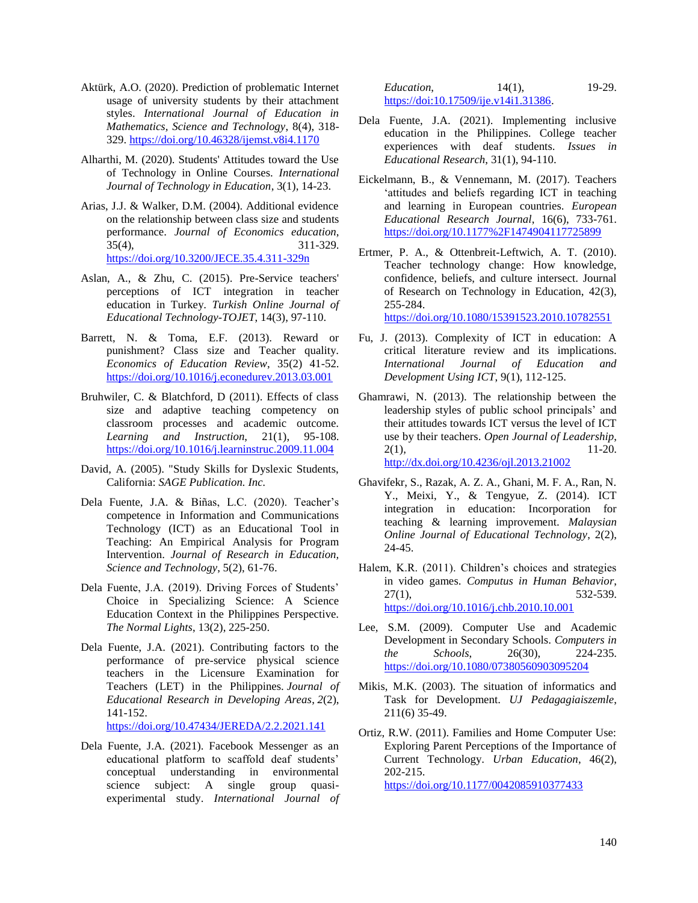Aktürk, A.O. (2020). Prediction of problematic Internet usage of university students by their attachment styles. *International Journal of Education in Mathematics, Science and Technology*, 8(4), 318-329. https://doi.org/10.46328/ijemst.v8i4.1170

Alharthi, M. (2020). Students' Attitudes toward the Use of Technology in Online Courses. *International Journal of Technology in Education*, 3(1), 14-23.

Arias, J.J. & Walker, D.M. (2004). Additional evidence on the relationship between class size and students performance. *Journal of Economics education*, 35(4), 311-329. https://doi.org/10.3200/JECE.35.4.311-329n

Aslan, A., & Zhu, C. (2015). Pre-Service teachers' perceptions of ICT integration in teacher education in Turkey. *Turkish Online Journal of Educational Technology-TOJET*, 14(3), 97-110.

Barrett, N. & Toma, E.F. (2013). Reward or punishment? Class size and Teacher quality. *Economics of Education Review*, 35(2) 41-52. https://doi.org/10.1016/j.econedurev.2013.03.001

Bruhwiler, C. & Blatchford, D (2011). Effects of class size and adaptive teaching competency on classroom processes and academic outcome. *Learning and Instruction*, 21(1), 95-108. https://doi.org/10.1016/j.learninstruc.2009.11.004

David, A. (2005). "Study Skills for Dyslexic Students, California: *SAGE Publication. Inc.*

Dela Fuente, J.A. & Biñas, L.C. (2020). Teacher's competence in Information and Communications Technology (ICT) as an Educational Tool in Teaching: An Empirical Analysis for Program Intervention. *Journal of Research in Education, Science and Technology*, 5(2), 61-76.

Dela Fuente, J.A. (2019). Driving Forces of Students' Choice in Specializing Science: A Science Education Context in the Philippines Perspective. *The Normal Lights*, 13(2), 225-250.

Dela Fuente, J.A. (2021). Contributing factors to the performance of pre-service physical science teachers in the Licensure Examination for Teachers (LET) in the Philippines. *Journal of Educational Research in Developing Areas*, *2*(2), 141-152. https://doi.org/10.47434/JEREDA/2.2.2021.141

Dela Fuente, J.A. (2021). Facebook Messenger as an educational platform to scaffold deaf students' conceptual understanding in environmental science subject: A single group quasi-experimental study. *International Journal of Education*, 14(1), 19-29. https://doi:10.17509/ije.v14i1.31386.

Dela Fuente, J.A. (2021). Implementing inclusive education in the Philippines. College teacher experiences with deaf students. *Issues in Educational Research*, 31(1), 94-110.

Eickelmann, B., & Vennemann, M. (2017). Teachers 'attitudes and beliefs regarding ICT in teaching and learning in European countries. *European Educational Research Journal*, 16(6), 733-761. https://doi.org/10.1177%2F1474904117725899

Ertmer, P. A., & Ottenbreit-Leftwich, A. T. (2010). Teacher technology change: How knowledge, confidence, beliefs, and culture intersect. Journal of Research on Technology in Education, 42(3), 255-284. https://doi.org/10.1080/15391523.2010.10782551

Fu, J. (2013). Complexity of ICT in education: A critical literature review and its implications. *International Journal of Education and Development Using ICT*, 9(1), 112-125.

Ghamrawi, N. (2013). The relationship between the leadership styles of public school principals' and their attitudes towards ICT versus the level of ICT use by their teachers. *Open Journal of Leadership*, 2(1), 11-20. http://dx.doi.org/10.4236/ojl.2013.21002

Ghavifekr, S., Razak, A. Z. A., Ghani, M. F. A., Ran, N. Y., Meixi, Y., & Tengyue, Z. (2014). ICT integration in education: Incorporation for teaching & learning improvement. *Malaysian Online Journal of Educational Technology*, 2(2), 24-45.

Halem, K.R. (2011). Children's choices and strategies in video games. *Computus in Human Behavior*, 27(1), 532-539. https://doi.org/10.1016/j.chb.2010.10.001

Lee, S.M. (2009). Computer Use and Academic Development in Secondary Schools. *Computers in the Schools*, 26(30), 224-235. https://doi.org/10.1080/07380560903095204

Mikis, M.K. (2003). The situation of informatics and Task for Development. *UJ Pedagagiaiszemle*, 211(6) 35-49.

Ortiz, R.W. (2011). Families and Home Computer Use: Exploring Parent Perceptions of the Importance of Current Technology. *Urban Education*, 46(2), 202-215. https://doi.org/10.1177/0042085910377433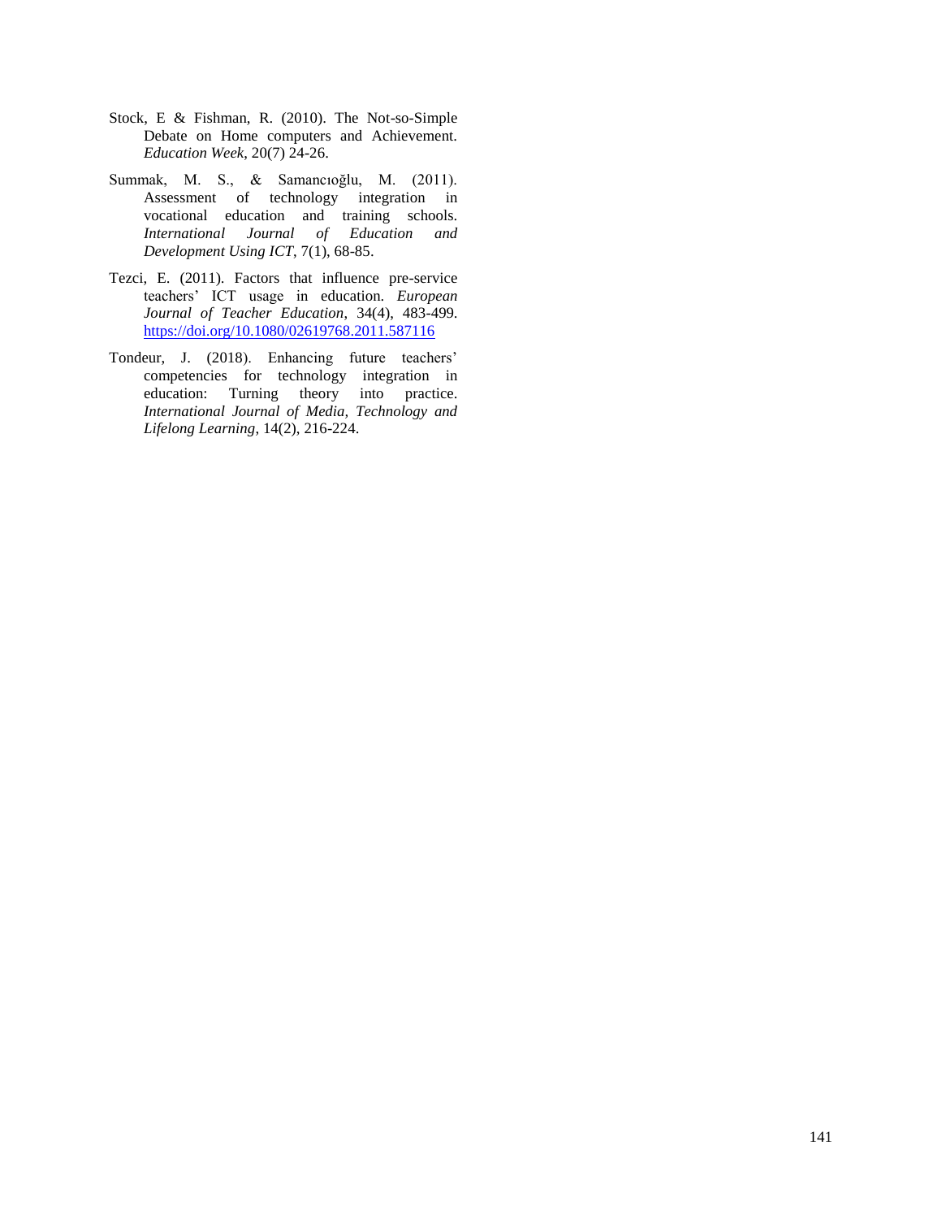Stock, E & Fishman, R. (2010). The Not-so-Simple Debate on Home computers and Achievement. *Education Week*, 20(7) 24-26.

Summak, M. S., & Samancıoğlu, M. (2011). Assessment of technology integration in vocational education and training schools. *International Journal of Education and Development Using ICT*, 7(1), 68-85.

Tezci, E. (2011). Factors that influence pre-service teachers' ICT usage in education. *European Journal of Teacher Education*, 34(4), 483-499. https://doi.org/10.1080/02619768.2011.587116

Tondeur, J. (2018). Enhancing future teachers' competencies for technology integration in education: Turning theory into practice. *International Journal of Media, Technology and Lifelong Learning*, 14(2), 216-224.